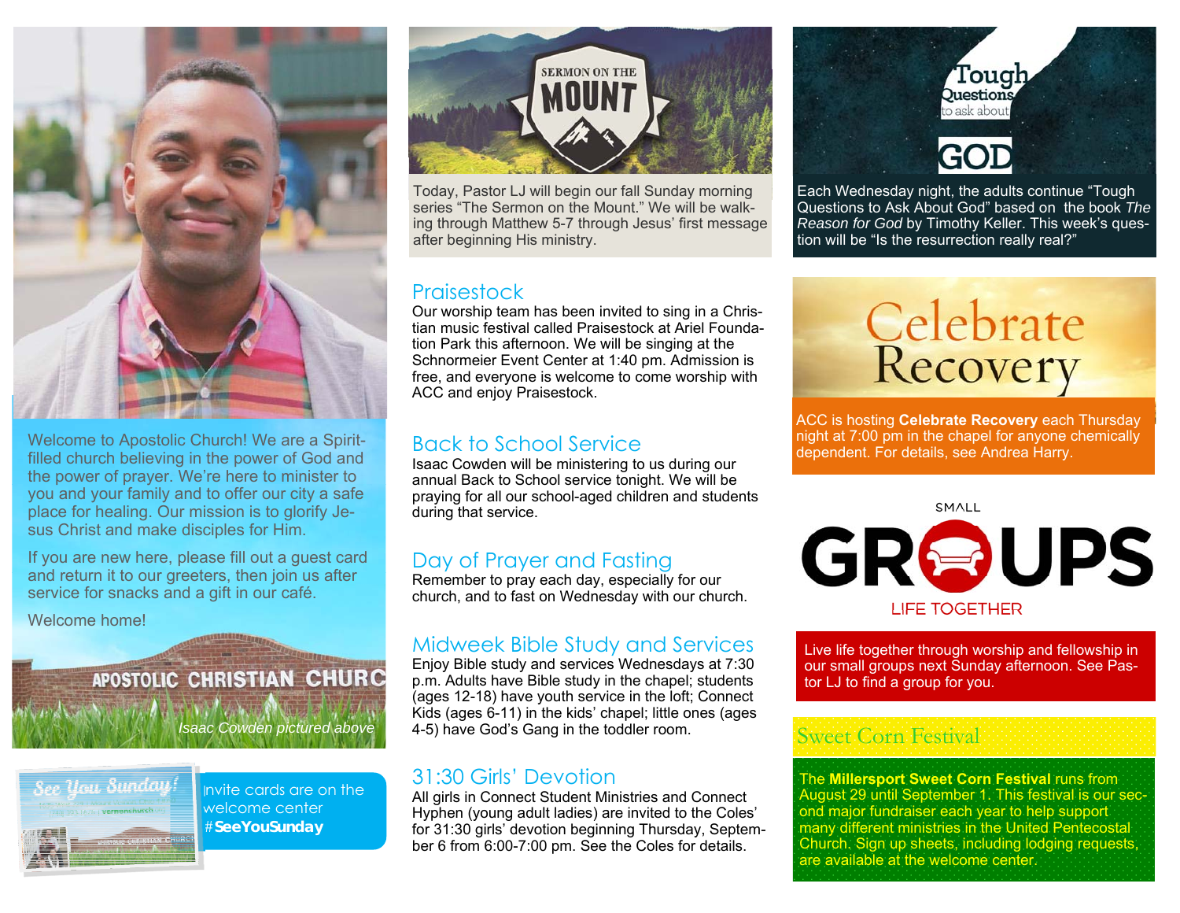Welcome to Apostolic Church! We are a Spirit-filled church believing in the power of God and the power of prayer. We're here to minister to you and your family and to offer our city a safe place for healing. Our mission is to glorify Jesus Christ and make disciples for Him.

If you are new here, please fill out a guest card and return it to our greeters, then join us after service for snacks and a gift in our café.

Welcome home!

*Isaac Cowden pictured above*

Invite cards are on the welcome center #**SeeYouSunday**

## SERMON ON THE MOUNT

Today, Pastor LJ will begin our fall Sunday morning series "The Sermon on the Mount." We will be walking through Matthew 5-7 through Jesus' first message after beginning His ministry.

## Praisestock

Our worship team has been invited to sing in a Christian music festival called Praisestock at Ariel Foundation Park this afternoon. We will be singing at the Schnormeier Event Center at 1:40 pm. Admission is free, and everyone is welcome to come worship with ACC and enjoy Praisestock.

## Back to School Service

Isaac Cowden will be ministering to us during our annual Back to School service tonight. We will be praying for all our school-aged children and students during that service.

## Day of Prayer and Fasting

Remember to pray each day, especially for our church, and to fast on Wednesday with our church.

## Midweek Bible Study and Services

Enjoy Bible study and services Wednesdays at 7:30 p.m. Adults have Bible study in the chapel; students (ages 12-18) have youth service in the loft; Connect Kids (ages 6-11) in the kids' chapel; little ones (ages 4-5) have God's Gang in the toddler room.

## 31:30 Girls' Devotion

All girls in Connect Student Ministries and Connect Hyphen (young adult ladies) are invited to the Coles' for 31:30 girls' devotion beginning Thursday, September 6 from 6:00-7:00 pm. See the Coles for details.

## Tough Questions to ask about GOD

Each Wednesday night, the adults continue "Tough Questions to Ask About God" based on the book *The Reason for God* by Timothy Keller. This week's question will be "Is the resurrection really real?"

## Celebrate Recovery

ACC is hosting **Celebrate Recovery** each Thursday night at 7:00 pm in the chapel for anyone chemically dependent. For details, see Andrea Harry.

## SMALL GROUPS
LIFE TOGETHER

Live life together through worship and fellowship in our small groups next Sunday afternoon. See Pastor LJ to find a group for you.

## Sweet Corn Festival

The **Millersport Sweet Corn Festival** runs from August 29 until September 1. This festival is our second major fundraiser each year to help support many different ministries in the United Pentecostal Church. Sign up sheets, including lodging requests, are available at the welcome center.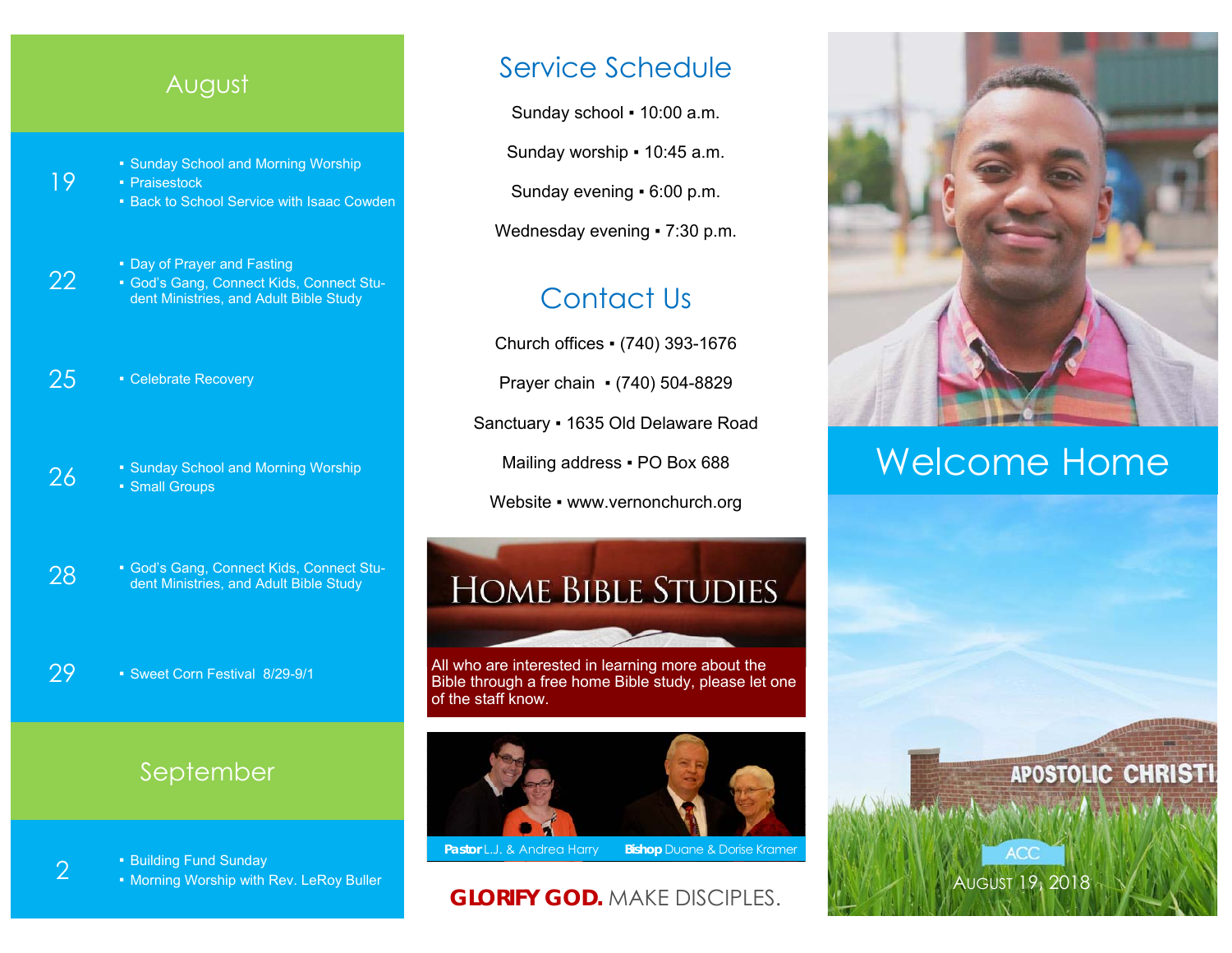## August

**19**
- Sunday School and Morning Worship
- Praisestock
- Back to School Service with Isaac Cowden

**22**
- Day of Prayer and Fasting
- God's Gang, Connect Kids, Connect Student Ministries, and Adult Bible Study

**25**
- Celebrate Recovery

**26**
- Sunday School and Morning Worship
- Small Groups

**28**
- God's Gang, Connect Kids, Connect Student Ministries, and Adult Bible Study

**29**
- Sweet Corn Festival 8/29-9/1

## September

**2**
- Building Fund Sunday
- Morning Worship with Rev. LeRoy Buller

## Service Schedule

Sunday school ▪ 10:00 a.m.

Sunday worship ▪ 10:45 a.m.

Sunday evening ▪ 6:00 p.m.

Wednesday evening ▪ 7:30 p.m.

## Contact Us

Church offices ▪ (740) 393-1676

Prayer chain ▪ (740) 504-8829

Sanctuary ▪ 1635 Old Delaware Road

Mailing address ▪ PO Box 688

Website ▪ www.vernonchurch.org

## Home Bible Studies

All who are interested in learning more about the Bible through a free home Bible study, please let one of the staff know.

**Pastor** L.J. & Andrea Harry    **Bishop** Duane & Dorise Kramer

**GLORIFY GOD.** MAKE DISCIPLES.

# Welcome Home

APOSTOLIC CHRISTI

ACC

August 19, 2018